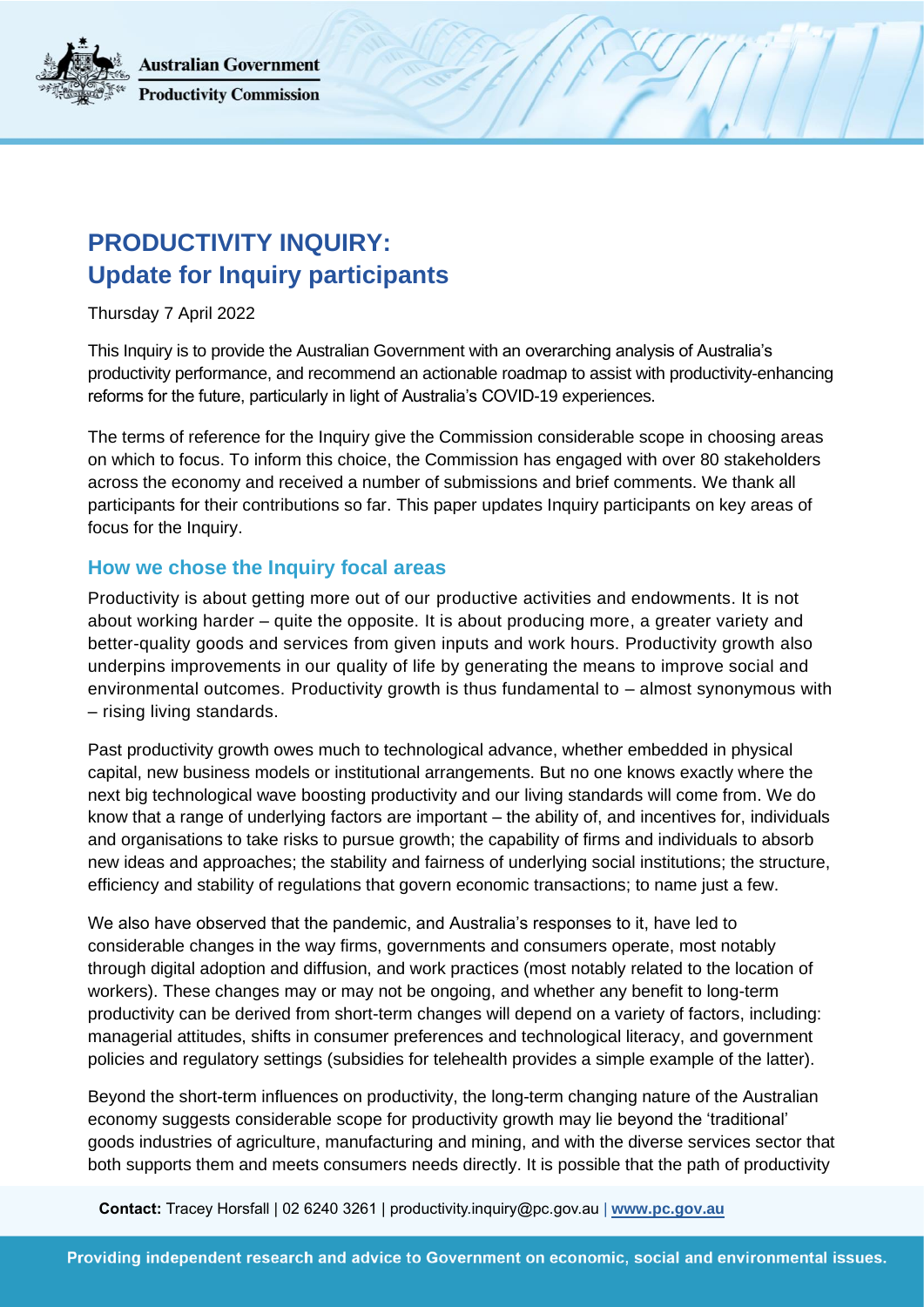# PRODUCTIVITY INQUIRY: Update for Inquiry participants

Thursday 7 April 2022

This Inquiry is to provide the Australian Government with an overarching analysis of Australia's productivity performance, and recommend an actionable roadmap to assist with productivity-enhancing reforms for the future, particularly in light of Australia's COVID-19 experiences.

The terms of reference for the Inquiry give the Commission considerable scope in choosing areas on which to focus. To inform this choice, the Commission has engaged with over 80 stakeholders across the economy and received a number of submissions and brief comments. We thank all participants for their contributions so far. This paper updates Inquiry participants on key areas of focus for the Inquiry.

## How we chose the Inquiry focal areas

Productivity is about getting more out of our productive activities and endowments. It is not about working harder – quite the opposite. It is about producing more, a greater variety and better-quality goods and services from given inputs and work hours. Productivity growth also underpins improvements in our quality of life by generating the means to improve social and environmental outcomes. Productivity growth is thus fundamental to – almost synonymous with – rising living standards.

Past productivity growth owes much to technological advance, whether embedded in physical capital, new business models or institutional arrangements. But no one knows exactly where the next big technological wave boosting productivity and our living standards will come from. We do know that a range of underlying factors are important – the ability of, and incentives for, individuals and organisations to take risks to pursue growth; the capability of firms and individuals to absorb new ideas and approaches; the stability and fairness of underlying social institutions; the structure, efficiency and stability of regulations that govern economic transactions; to name just a few.

We also have observed that the pandemic, and Australia's responses to it, have led to considerable changes in the way firms, governments and consumers operate, most notably through digital adoption and diffusion, and work practices (most notably related to the location of workers). These changes may or may not be ongoing, and whether any benefit to long-term productivity can be derived from short-term changes will depend on a variety of factors, including: managerial attitudes, shifts in consumer preferences and technological literacy, and government policies and regulatory settings (subsidies for telehealth provides a simple example of the latter).

Beyond the short-term influences on productivity, the long-term changing nature of the Australian economy suggests considerable scope for productivity growth may lie beyond the 'traditional' goods industries of agriculture, manufacturing and mining, and with the diverse services sector that both supports them and meets consumers needs directly. It is possible that the path of productivity

**Contact:** Tracey Horsfall | 02 6240 3261 | productivity.inquiry@pc.gov.au | **www.pc.gov.au**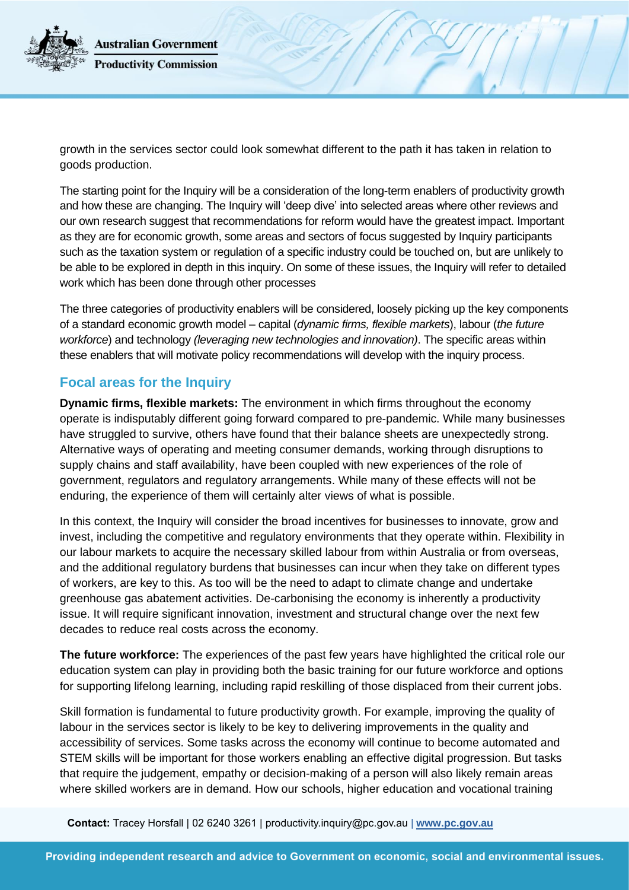growth in the services sector could look somewhat different to the path it has taken in relation to goods production.

The starting point for the Inquiry will be a consideration of the long-term enablers of productivity growth and how these are changing. The Inquiry will 'deep dive' into selected areas where other reviews and our own research suggest that recommendations for reform would have the greatest impact. Important as they are for economic growth, some areas and sectors of focus suggested by Inquiry participants such as the taxation system or regulation of a specific industry could be touched on, but are unlikely to be able to be explored in depth in this inquiry. On some of these issues, the Inquiry will refer to detailed work which has been done through other processes

The three categories of productivity enablers will be considered, loosely picking up the key components of a standard economic growth model – capital (*dynamic firms, flexible markets*), labour (*the future workforce*) and technology *(leveraging new technologies and innovation)*. The specific areas within these enablers that will motivate policy recommendations will develop with the inquiry process.

## Focal areas for the Inquiry

**Dynamic firms, flexible markets:** The environment in which firms throughout the economy operate is indisputably different going forward compared to pre-pandemic. While many businesses have struggled to survive, others have found that their balance sheets are unexpectedly strong. Alternative ways of operating and meeting consumer demands, working through disruptions to supply chains and staff availability, have been coupled with new experiences of the role of government, regulators and regulatory arrangements. While many of these effects will not be enduring, the experience of them will certainly alter views of what is possible.

In this context, the Inquiry will consider the broad incentives for businesses to innovate, grow and invest, including the competitive and regulatory environments that they operate within. Flexibility in our labour markets to acquire the necessary skilled labour from within Australia or from overseas, and the additional regulatory burdens that businesses can incur when they take on different types of workers, are key to this. As too will be the need to adapt to climate change and undertake greenhouse gas abatement activities. De-carbonising the economy is inherently a productivity issue. It will require significant innovation, investment and structural change over the next few decades to reduce real costs across the economy.

**The future workforce:** The experiences of the past few years have highlighted the critical role our education system can play in providing both the basic training for our future workforce and options for supporting lifelong learning, including rapid reskilling of those displaced from their current jobs.

Skill formation is fundamental to future productivity growth. For example, improving the quality of labour in the services sector is likely to be key to delivering improvements in the quality and accessibility of services. Some tasks across the economy will continue to become automated and STEM skills will be important for those workers enabling an effective digital progression. But tasks that require the judgement, empathy or decision-making of a person will also likely remain areas where skilled workers are in demand. How our schools, higher education and vocational training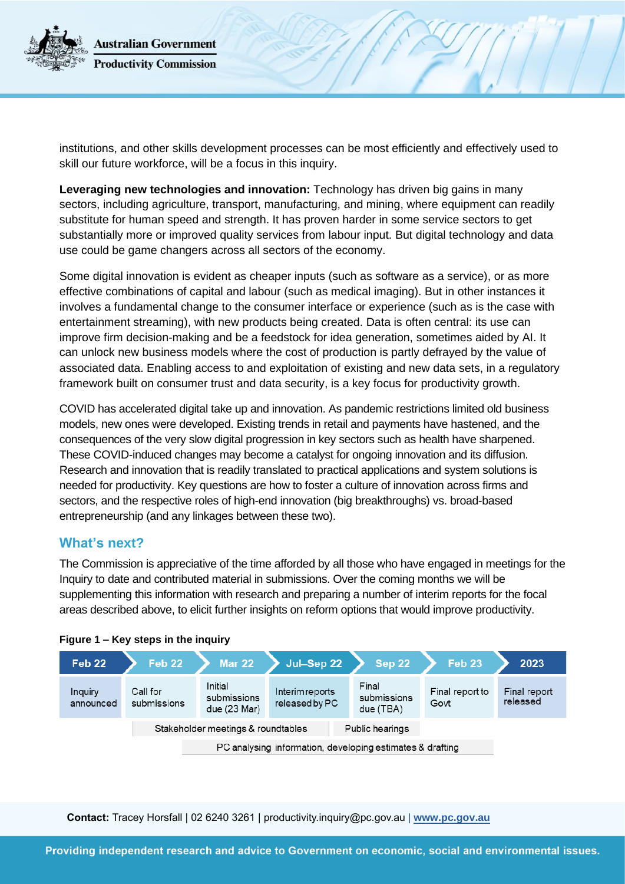institutions, and other skills development processes can be most efficiently and effectively used to skill our future workforce, will be a focus in this inquiry.

**Leveraging new technologies and innovation:** Technology has driven big gains in many sectors, including agriculture, transport, manufacturing, and mining, where equipment can readily substitute for human speed and strength. It has proven harder in some service sectors to get substantially more or improved quality services from labour input. But digital technology and data use could be game changers across all sectors of the economy.

Some digital innovation is evident as cheaper inputs (such as software as a service), or as more effective combinations of capital and labour (such as medical imaging). But in other instances it involves a fundamental change to the consumer interface or experience (such as is the case with entertainment streaming), with new products being created. Data is often central: its use can improve firm decision-making and be a feedstock for idea generation, sometimes aided by AI. It can unlock new business models where the cost of production is partly defrayed by the value of associated data. Enabling access to and exploitation of existing and new data sets, in a regulatory framework built on consumer trust and data security, is a key focus for productivity growth.

COVID has accelerated digital take up and innovation. As pandemic restrictions limited old business models, new ones were developed. Existing trends in retail and payments have hastened, and the consequences of the very slow digital progression in key sectors such as health have sharpened. These COVID-induced changes may become a catalyst for ongoing innovation and its diffusion. Research and innovation that is readily translated to practical applications and system solutions is needed for productivity. Key questions are how to foster a culture of innovation across firms and sectors, and the respective roles of high-end innovation (big breakthroughs) vs. broad-based entrepreneurship (and any linkages between these two).

## What's next?

The Commission is appreciative of the time afforded by all those who have engaged in meetings for the Inquiry to date and contributed material in submissions. Over the coming months we will be supplementing this information with research and preparing a number of interim reports for the focal areas described above, to elicit further insights on reform options that would improve productivity.

**Figure 1 – Key steps in the inquiry**

Feb 22
Inquiry announced

Feb 22
Call for submissions

Mar 22
Initial submissions due (23 Mar)

Jul–Sep 22
Interim reports released by PC

Sep 22
Final submissions due (TBA)

Feb 23
Final report to Govt

2023
Final report released

Stakeholder meetings & roundtables

Public hearings

PC analysing information, developing estimates & drafting

**Contact:** Tracey Horsfall | 02 6240 3261 | productivity.inquiry@pc.gov.au | **www.pc.gov.au**